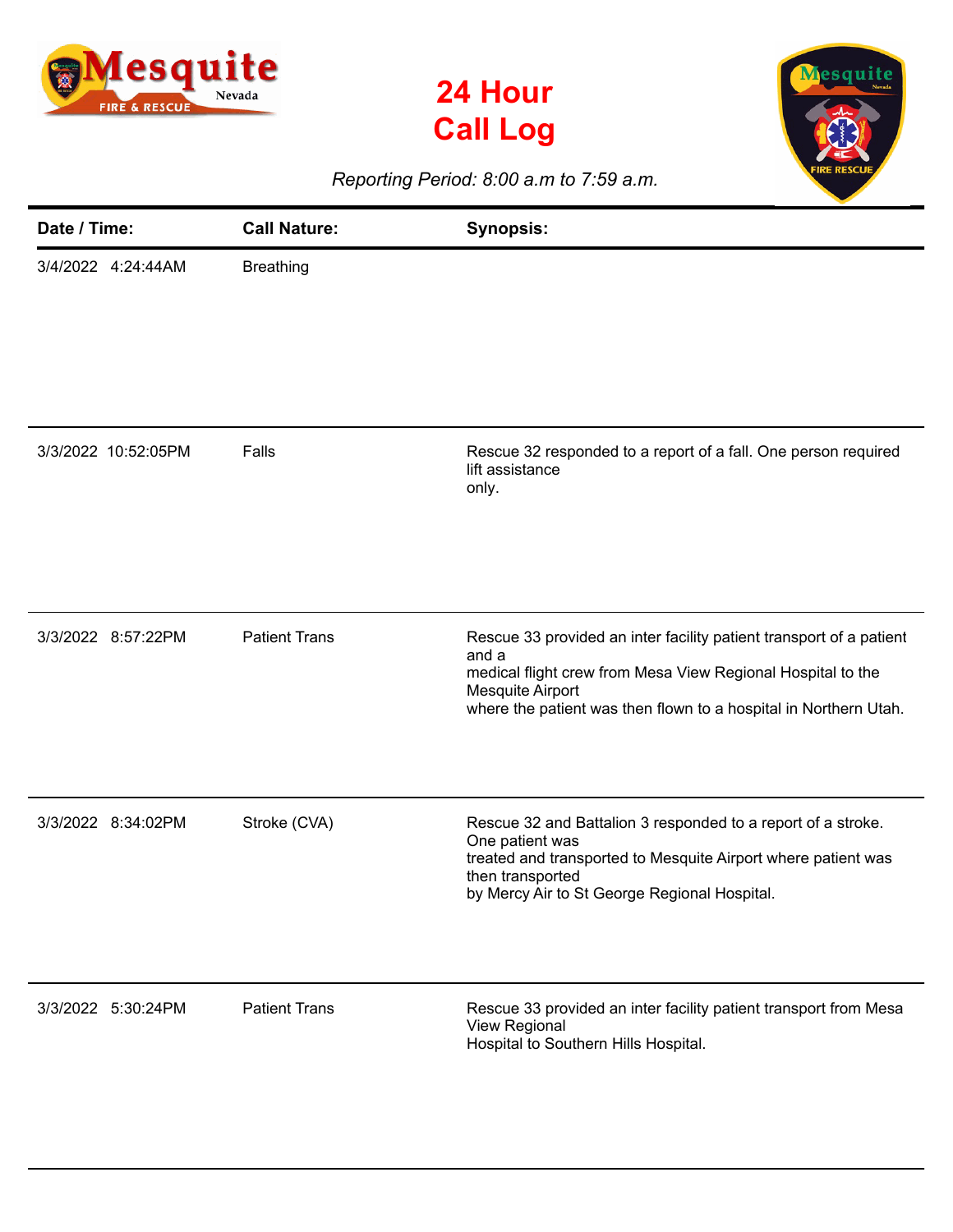# 24 Hour Call Log

*Reporting Period: 8:00 a.m to 7:59 a.m.*

| Date / Time: | Call Nature: | Synopsis: |
|---|---|---|
| 3/4/2022 4:24:44AM | Breathing | |
| 3/3/2022 10:52:05PM | Falls | Rescue 32 responded to a report of a fall. One person required lift assistance only. |
| 3/3/2022 8:57:22PM | Patient Trans | Rescue 33 provided an inter facility patient transport of a patient and a medical flight crew from Mesa View Regional Hospital to the Mesquite Airport where the patient was then flown to a hospital in Northern Utah. |
| 3/3/2022 8:34:02PM | Stroke (CVA) | Rescue 32 and Battalion 3 responded to a report of a stroke. One patient was treated and transported to Mesquite Airport where patient was then transported by Mercy Air to St George Regional Hospital. |
| 3/3/2022 5:30:24PM | Patient Trans | Rescue 33 provided an inter facility patient transport from Mesa View Regional Hospital to Southern Hills Hospital. |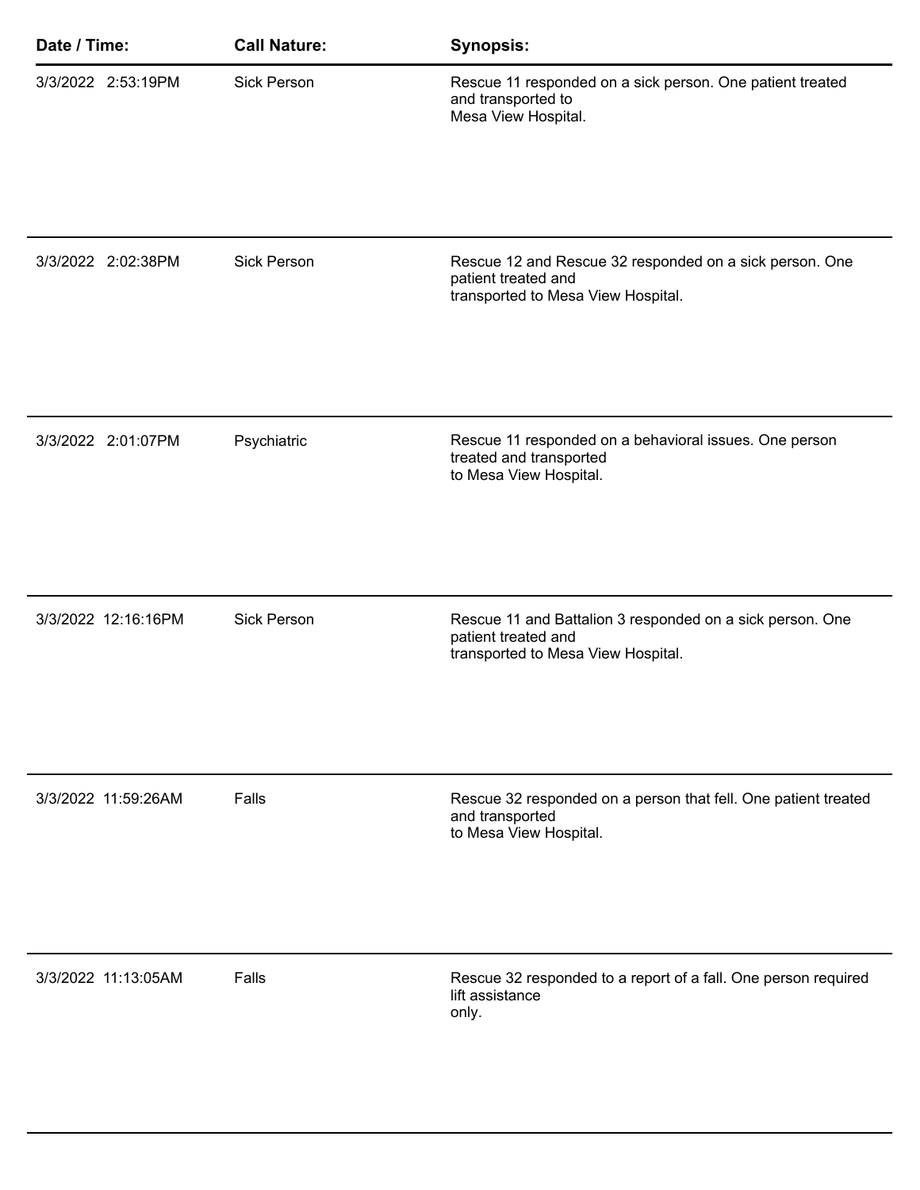| Date / Time: | Call Nature: | Synopsis: |
|---|---|---|
| 3/3/2022 2:53:19PM | Sick Person | Rescue 11 responded on a sick person. One patient treated and transported to Mesa View Hospital. |
| 3/3/2022 2:02:38PM | Sick Person | Rescue 12 and Rescue 32 responded on a sick person. One patient treated and transported to Mesa View Hospital. |
| 3/3/2022 2:01:07PM | Psychiatric | Rescue 11 responded on a behavioral issues. One person treated and transported to Mesa View Hospital. |
| 3/3/2022 12:16:16PM | Sick Person | Rescue 11 and Battalion 3 responded on a sick person. One patient treated and transported to Mesa View Hospital. |
| 3/3/2022 11:59:26AM | Falls | Rescue 32 responded on a person that fell. One patient treated and transported to Mesa View Hospital. |
| 3/3/2022 11:13:05AM | Falls | Rescue 32 responded to a report of a fall. One person required lift assistance only. |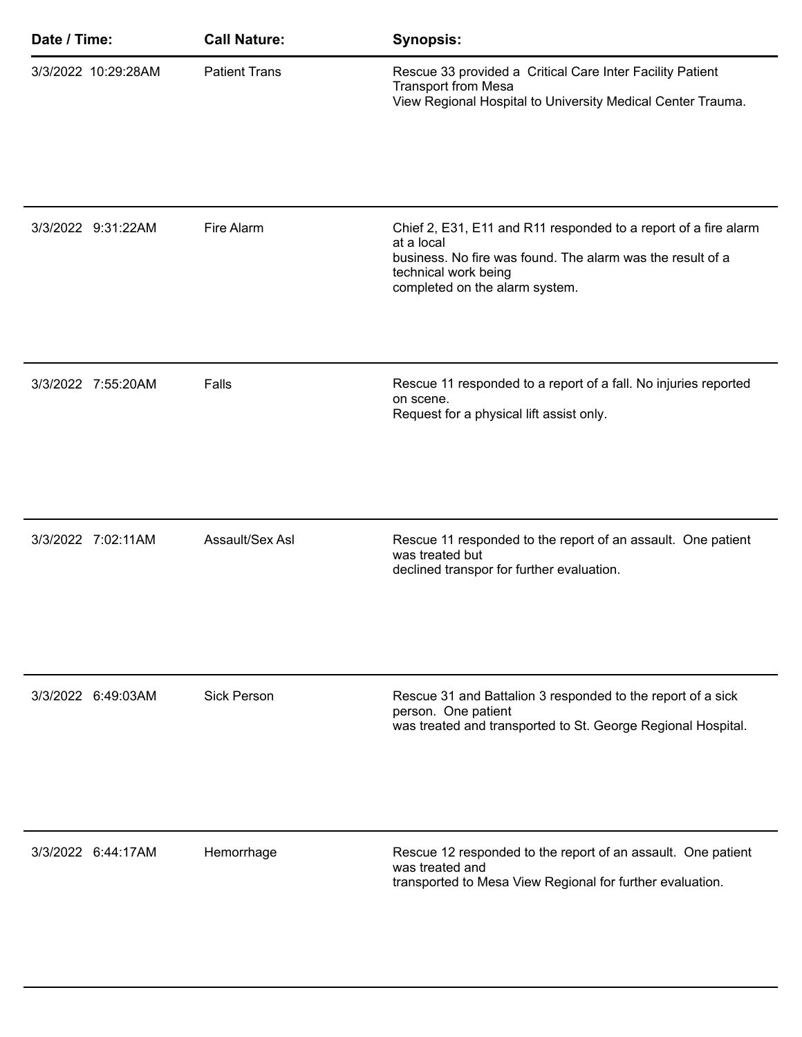| Date / Time: | Call Nature: | Synopsis: |
|---|---|---|
| 3/3/2022 10:29:28AM | Patient Trans | Rescue 33 provided a Critical Care Inter Facility Patient Transport from Mesa View Regional Hospital to University Medical Center Trauma. |
| 3/3/2022 9:31:22AM | Fire Alarm | Chief 2, E31, E11 and R11 responded to a report of a fire alarm at a local business. No fire was found. The alarm was the result of a technical work being completed on the alarm system. |
| 3/3/2022 7:55:20AM | Falls | Rescue 11 responded to a report of a fall. No injuries reported on scene. Request for a physical lift assist only. |
| 3/3/2022 7:02:11AM | Assault/Sex Asl | Rescue 11 responded to the report of an assault. One patient was treated but declined transpor for further evaluation. |
| 3/3/2022 6:49:03AM | Sick Person | Rescue 31 and Battalion 3 responded to the report of a sick person. One patient was treated and transported to St. George Regional Hospital. |
| 3/3/2022 6:44:17AM | Hemorrhage | Rescue 12 responded to the report of an assault. One patient was treated and transported to Mesa View Regional for further evaluation. |